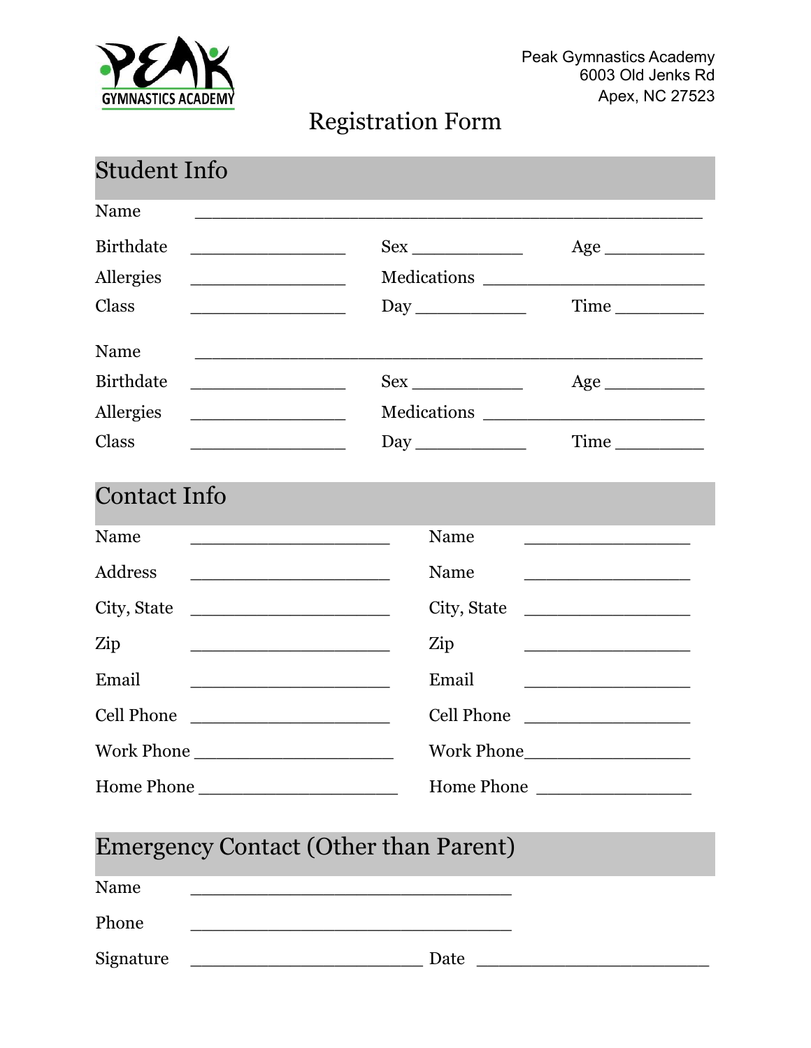Peak Gymnastics Academy
6003 Old Jenks Rd
Apex, NC 27523

# Registration Form

## Student Info

Name ______________________________________________

Birthdate ______________ Sex ___________ Age __________

Allergies ______________ Medications ____________________

Class ______________ Day ___________ Time _________

Name ______________________________________________

Birthdate ______________ Sex ___________ Age __________

Allergies ______________ Medications ____________________

Class ______________ Day ___________ Time _________

## Contact Info

Name __________________

Address __________________

City, State __________________

Zip __________________

Email __________________

Cell Phone __________________

Work Phone __________________

Home Phone __________________

Name ________________

Name ________________

City, State ________________

Zip ________________

Email ________________

Cell Phone ________________

Work Phone ________________

Home Phone ________________

## Emergency Contact (Other than Parent)

Name ______________________________

Phone ______________________________

Signature ______________________ Date ______________________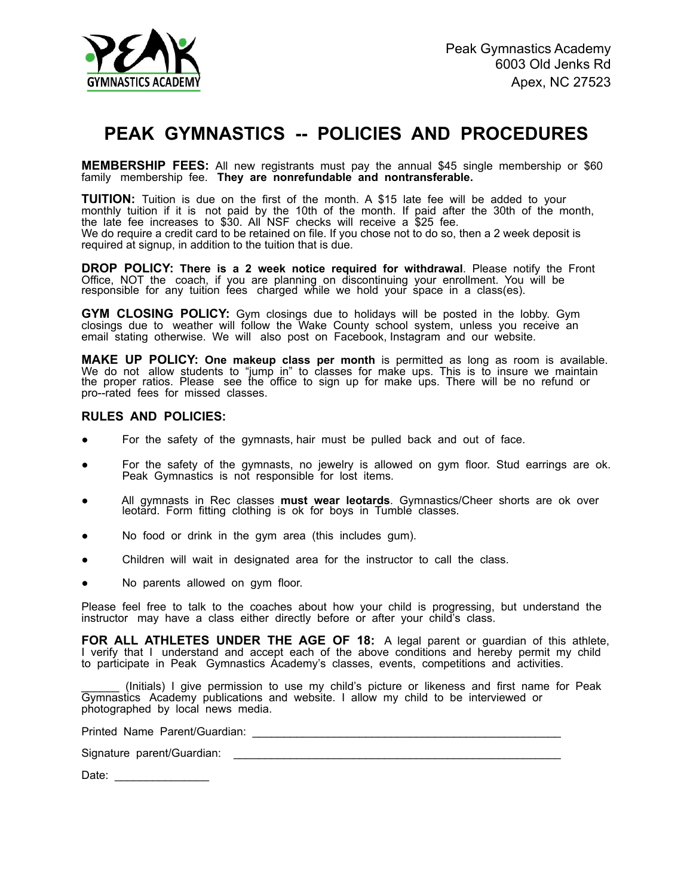PEAK GYMNASTICS ACADEMY

Peak Gymnastics Academy
6003 Old Jenks Rd
Apex, NC 27523

# PEAK GYMNASTICS -- POLICIES AND PROCEDURES

**MEMBERSHIP FEES:** All new registrants must pay the annual $45 single membership or $60 family membership fee. **They are nonrefundable and nontransferable.**

**TUITION:** Tuition is due on the first of the month. A $15 late fee will be added to your monthly tuition if it is not paid by the 10th of the month. If paid after the 30th of the month, the late fee increases to $30. All NSF checks will receive a $25 fee.
We do require a credit card to be retained on file. If you chose not to do so, then a 2 week deposit is required at signup, in addition to the tuition that is due.

**DROP POLICY: There is a 2 week notice required for withdrawal**. Please notify the Front Office, NOT the coach, if you are planning on discontinuing your enrollment. You will be responsible for any tuition fees charged while we hold your space in a class(es).

**GYM CLOSING POLICY:** Gym closings due to holidays will be posted in the lobby. Gym closings due to weather will follow the Wake County school system, unless you receive an email stating otherwise. We will also post on Facebook, Instagram and our website.

**MAKE UP POLICY: One makeup class per month** is permitted as long as room is available. We do not allow students to "jump in" to classes for make ups. This is to insure we maintain the proper ratios. Please see the office to sign up for make ups. There will be no refund or pro--rated fees for missed classes.

**RULES AND POLICIES:**

- For the safety of the gymnasts, hair must be pulled back and out of face.
- For the safety of the gymnasts, no jewelry is allowed on gym floor. Stud earrings are ok. Peak Gymnastics is not responsible for lost items.
- All gymnasts in Rec classes **must wear leotards**. Gymnastics/Cheer shorts are ok over leotard. Form fitting clothing is ok for boys in Tumble classes.
- No food or drink in the gym area (this includes gum).
- Children will wait in designated area for the instructor to call the class.
- No parents allowed on gym floor.

Please feel free to talk to the coaches about how your child is progressing, but understand the instructor may have a class either directly before or after your child's class.

**FOR ALL ATHLETES UNDER THE AGE OF 18:** A legal parent or guardian of this athlete, I verify that I understand and accept each of the above conditions and hereby permit my child to participate in Peak Gymnastics Academy's classes, events, competitions and activities.

______ (Initials) I give permission to use my child's picture or likeness and first name for Peak Gymnastics Academy publications and website. I allow my child to be interviewed or photographed by local news media.

Printed Name Parent/Guardian: ___________________________________________________

Signature parent/Guardian: _____________________________________________________

Date: _______________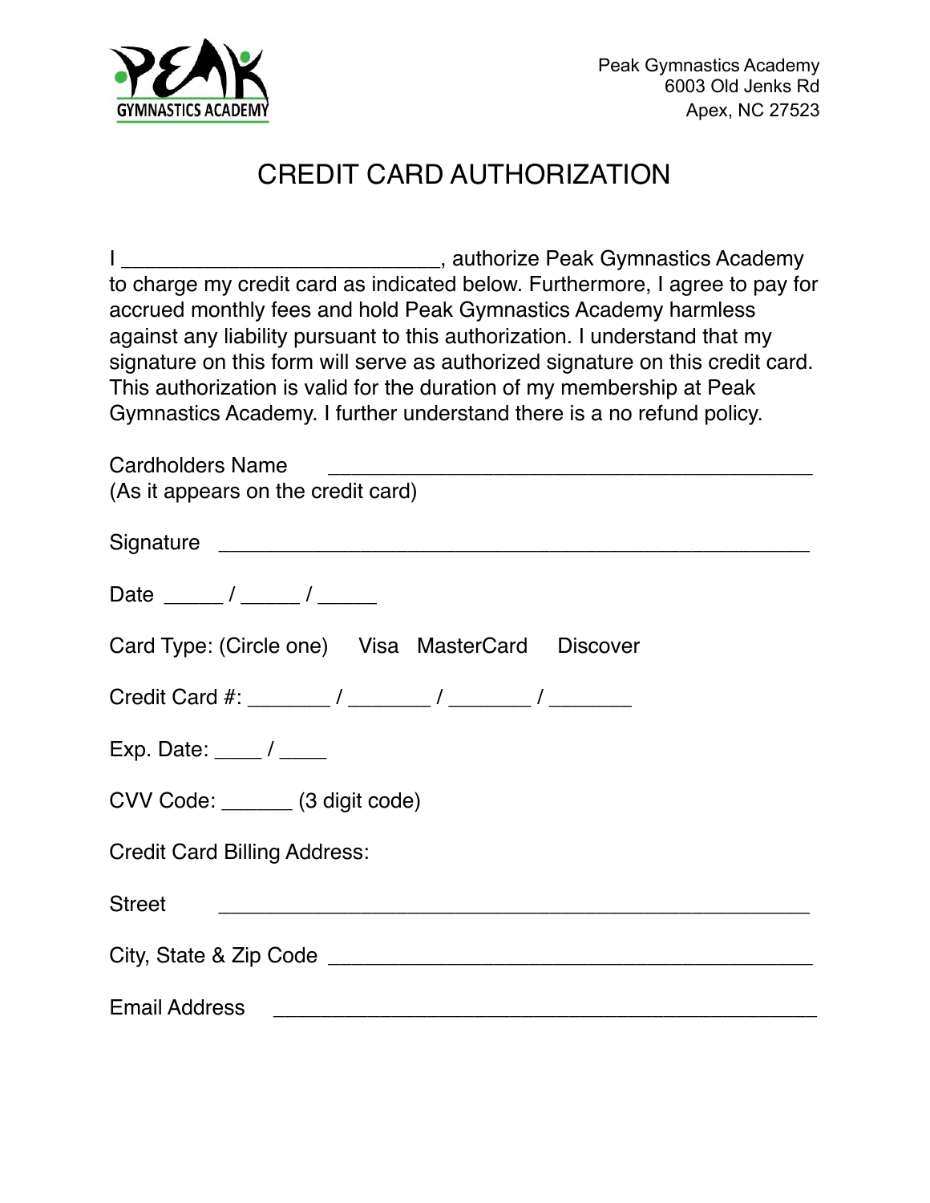PEAK GYMNASTICS ACADEMY

Peak Gymnastics Academy
6003 Old Jenks Rd
Apex, NC 27523

# CREDIT CARD AUTHORIZATION

I __________________________, authorize Peak Gymnastics Academy to charge my credit card as indicated below. Furthermore, I agree to pay for accrued monthly fees and hold Peak Gymnastics Academy harmless against any liability pursuant to this authorization. I understand that my signature on this form will serve as authorized signature on this credit card. This authorization is valid for the duration of my membership at Peak Gymnastics Academy. I further understand there is a no refund policy.

Cardholders Name __________________________________________
(As it appears on the credit card)

Signature ____________________________________________________

Date _____ / _____ / _____

Card Type: (Circle one) Visa MasterCard Discover

Credit Card #: _______ / _______ / _______ / _______

Exp. Date: ____ / ____

CVV Code: ______ (3 digit code)

Credit Card Billing Address:

Street ____________________________________________________

City, State & Zip Code ___________________________________________

Email Address ________________________________________________